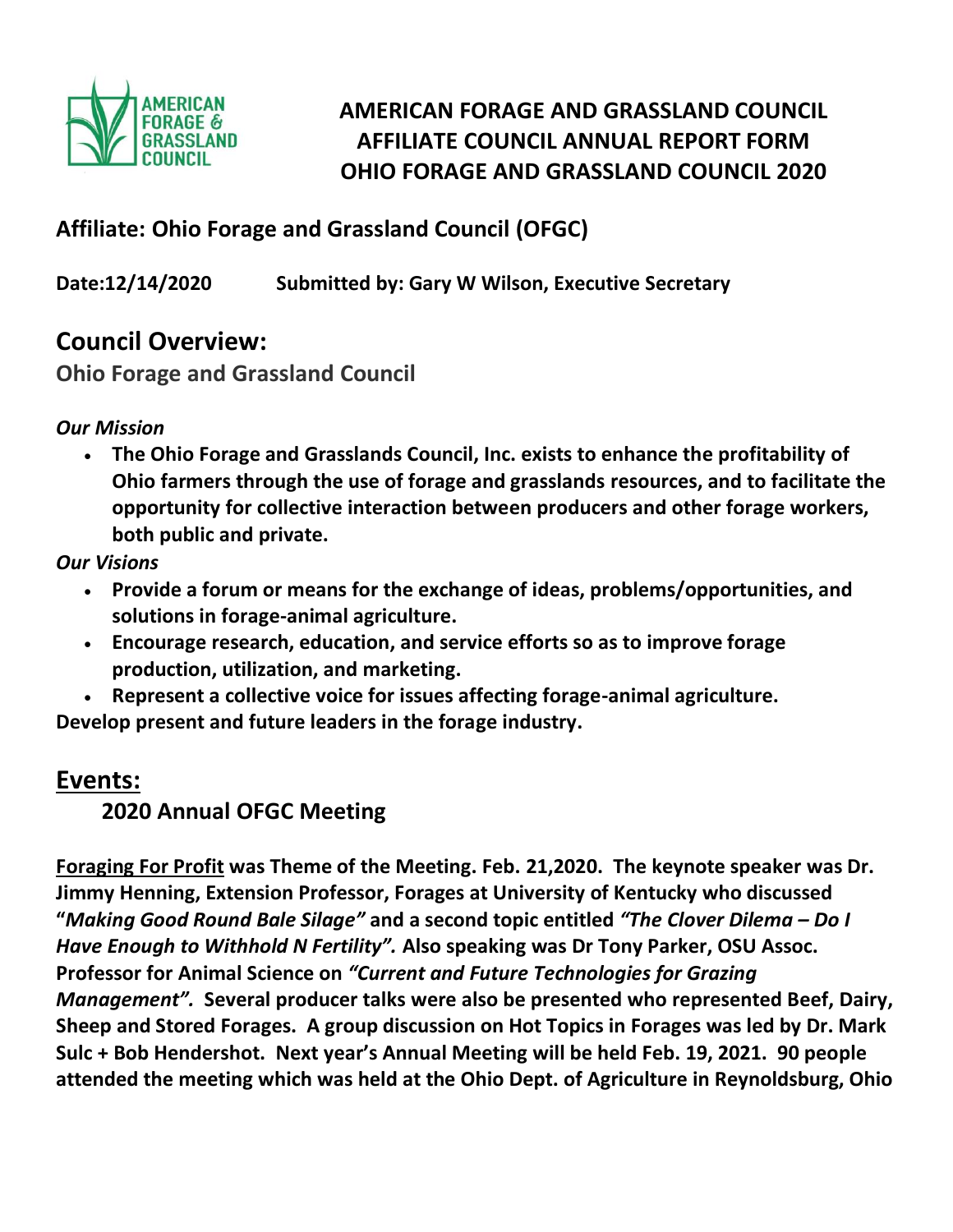# AMERICAN FORAGE AND GRASSLAND COUNCIL
# AFFILIATE COUNCIL ANNUAL REPORT FORM
# OHIO FORAGE AND GRASSLAND COUNCIL 2020

## Affiliate: Ohio Forage and Grassland Council (OFGC)

**Date:12/14/2020 Submitted by: Gary W Wilson, Executive Secretary**

## Council Overview:

**Ohio Forage and Grassland Council**

***Our Mission***

- **The Ohio Forage and Grasslands Council, Inc. exists to enhance the profitability of Ohio farmers through the use of forage and grasslands resources, and to facilitate the opportunity for collective interaction between producers and other forage workers, both public and private.**

***Our Visions***

- **Provide a forum or means for the exchange of ideas, problems/opportunities, and solutions in forage-animal agriculture.**
- **Encourage research, education, and service efforts so as to improve forage production, utilization, and marketing.**
- **Represent a collective voice for issues affecting forage-animal agriculture.**

**Develop present and future leaders in the forage industry.**

## Events:

### 2020 Annual OFGC Meeting

**Foraging For Profit was Theme of the Meeting. Feb. 21,2020. The keynote speaker was Dr. Jimmy Henning, Extension Professor, Forages at University of Kentucky who discussed "*Making Good Round Bale Silage"* and a second topic entitled *"The Clover Dilema – Do I Have Enough to Withhold N Fertility".* Also speaking was Dr Tony Parker, OSU Assoc. Professor for Animal Science on *"Current and Future Technologies for Grazing Management".* Several producer talks were also be presented who represented Beef, Dairy, Sheep and Stored Forages. A group discussion on Hot Topics in Forages was led by Dr. Mark Sulc + Bob Hendershot. Next year's Annual Meeting will be held Feb. 19, 2021. 90 people attended the meeting which was held at the Ohio Dept. of Agriculture in Reynoldsburg, Ohio**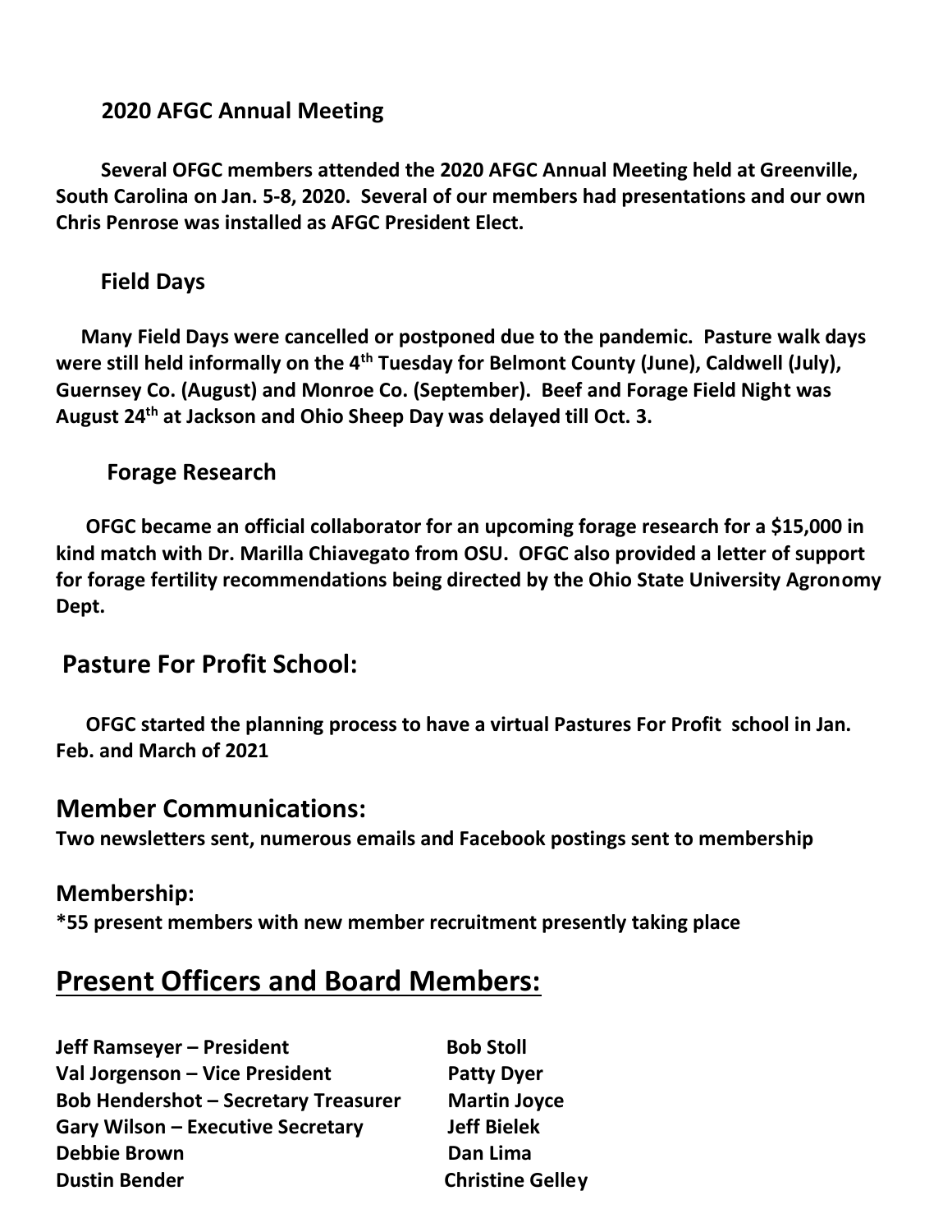### 2020 AFGC Annual Meeting

**Several OFGC members attended the 2020 AFGC Annual Meeting held at Greenville, South Carolina on Jan. 5-8, 2020. Several of our members had presentations and our own Chris Penrose was installed as AFGC President Elect.**

### Field Days

**Many Field Days were cancelled or postponed due to the pandemic. Pasture walk days were still held informally on the 4th Tuesday for Belmont County (June), Caldwell (July), Guernsey Co. (August) and Monroe Co. (September). Beef and Forage Field Night was August 24th at Jackson and Ohio Sheep Day was delayed till Oct. 3.**

### Forage Research

**OFGC became an official collaborator for an upcoming forage research for a $15,000 in kind match with Dr. Marilla Chiavegato from OSU. OFGC also provided a letter of support for forage fertility recommendations being directed by the Ohio State University Agronomy Dept.**

## Pasture For Profit School:

**OFGC started the planning process to have a virtual Pastures For Profit school in Jan. Feb. and March of 2021**

## Member Communications:

**Two newsletters sent, numerous emails and Facebook postings sent to membership**

### Membership:

**\*55 present members with new member recruitment presently taking place**

## <u>Present Officers and Board Members:</u>

**Jeff Ramseyer – President**
**Val Jorgenson – Vice President**
**Bob Hendershot – Secretary Treasurer**
**Gary Wilson – Executive Secretary**
**Debbie Brown**
**Dustin Bender**
**Bob Stoll**
**Patty Dyer**
**Martin Joyce**
**Jeff Bielek**
**Dan Lima**
**Christine Gelley**